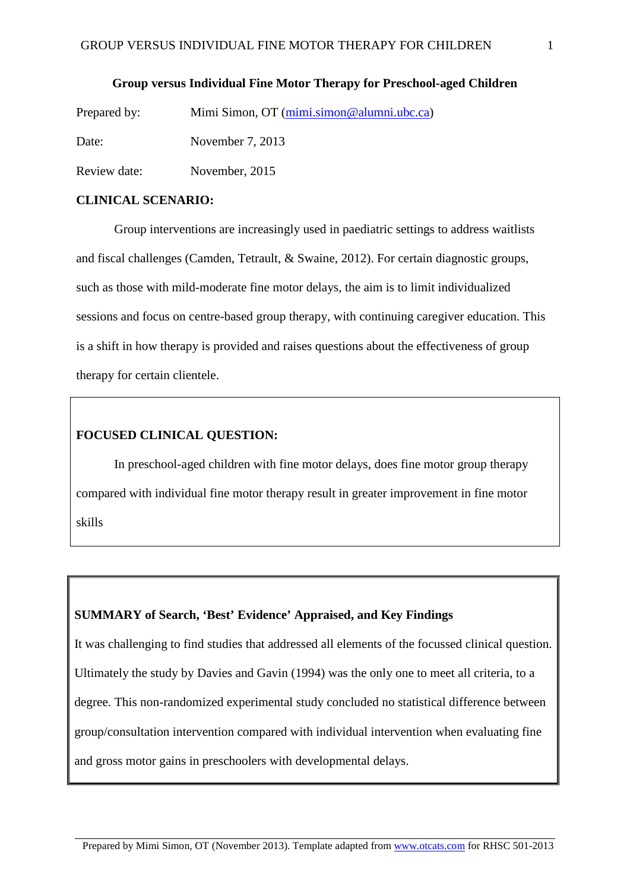# Group versus Individual Fine Motor Therapy for Preschool-aged Children

Prepared by: Mimi Simon, OT (mimi.simon@alumni.ubc.ca)

Date: November 7, 2013

Review date: November, 2015

## CLINICAL SCENARIO:

Group interventions are increasingly used in paediatric settings to address waitlists and fiscal challenges (Camden, Tetrault, & Swaine, 2012). For certain diagnostic groups, such as those with mild-moderate fine motor delays, the aim is to limit individualized sessions and focus on centre-based group therapy, with continuing caregiver education. This is a shift in how therapy is provided and raises questions about the effectiveness of group therapy for certain clientele.

## FOCUSED CLINICAL QUESTION:

In preschool-aged children with fine motor delays, does fine motor group therapy compared with individual fine motor therapy result in greater improvement in fine motor skills

## SUMMARY of Search, 'Best' Evidence' Appraised, and Key Findings

It was challenging to find studies that addressed all elements of the focussed clinical question. Ultimately the study by Davies and Gavin (1994) was the only one to meet all criteria, to a degree. This non-randomized experimental study concluded no statistical difference between group/consultation intervention compared with individual intervention when evaluating fine and gross motor gains in preschoolers with developmental delays.

Prepared by Mimi Simon, OT (November 2013). Template adapted from www.otcats.com for RHSC 501-2013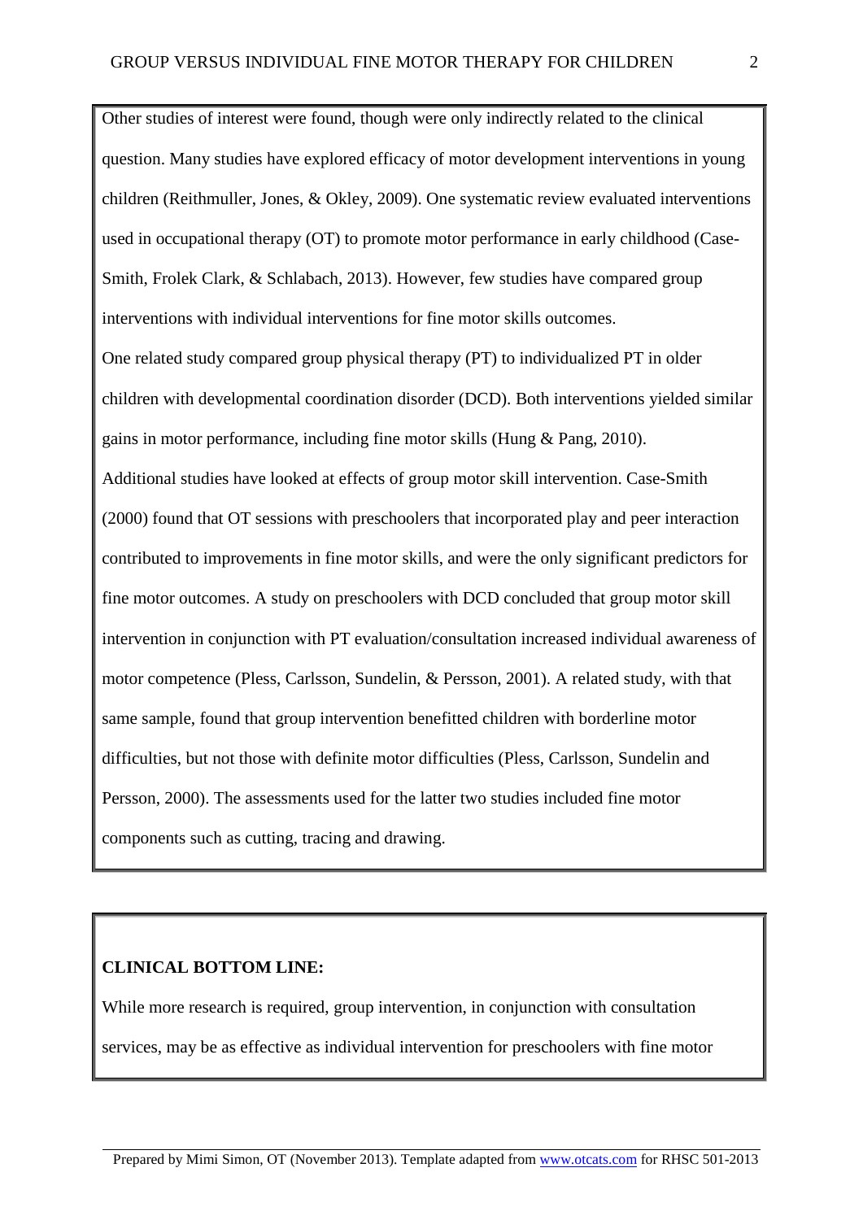Other studies of interest were found, though were only indirectly related to the clinical question. Many studies have explored efficacy of motor development interventions in young children (Reithmuller, Jones, & Okley, 2009). One systematic review evaluated interventions used in occupational therapy (OT) to promote motor performance in early childhood (Case-Smith, Frolek Clark, & Schlabach, 2013). However, few studies have compared group interventions with individual interventions for fine motor skills outcomes.

One related study compared group physical therapy (PT) to individualized PT in older children with developmental coordination disorder (DCD). Both interventions yielded similar gains in motor performance, including fine motor skills (Hung & Pang, 2010).

Additional studies have looked at effects of group motor skill intervention. Case-Smith (2000) found that OT sessions with preschoolers that incorporated play and peer interaction contributed to improvements in fine motor skills, and were the only significant predictors for fine motor outcomes. A study on preschoolers with DCD concluded that group motor skill intervention in conjunction with PT evaluation/consultation increased individual awareness of motor competence (Pless, Carlsson, Sundelin, & Persson, 2001). A related study, with that same sample, found that group intervention benefitted children with borderline motor difficulties, but not those with definite motor difficulties (Pless, Carlsson, Sundelin and Persson, 2000). The assessments used for the latter two studies included fine motor components such as cutting, tracing and drawing.

**CLINICAL BOTTOM LINE:**

While more research is required, group intervention, in conjunction with consultation services, may be as effective as individual intervention for preschoolers with fine motor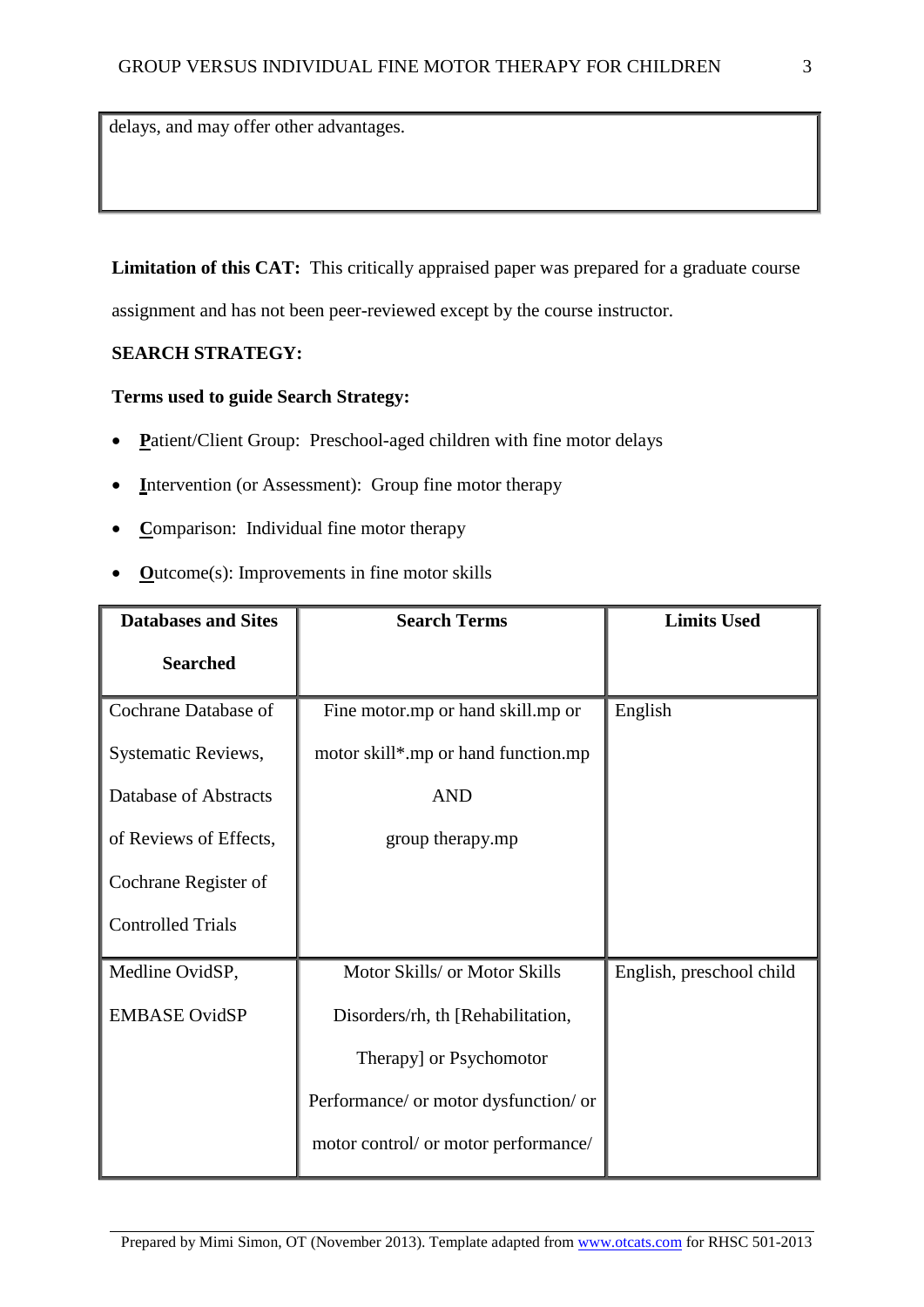delays, and may offer other advantages.

**Limitation of this CAT:** This critically appraised paper was prepared for a graduate course assignment and has not been peer-reviewed except by the course instructor.

**SEARCH STRATEGY:**

**Terms used to guide Search Strategy:**

- **P**atient/Client Group: Preschool-aged children with fine motor delays
- **I**ntervention (or Assessment): Group fine motor therapy
- **C**omparison: Individual fine motor therapy
- **O**utcome(s): Improvements in fine motor skills

| Databases and Sites Searched | Search Terms | Limits Used |
|---|---|---|
| Cochrane Database of Systematic Reviews, Database of Abstracts of Reviews of Effects, Cochrane Register of Controlled Trials | Fine motor.mp or hand skill.mp or motor skill*.mp or hand function.mp AND group therapy.mp | English |
| Medline OvidSP, EMBASE OvidSP | Motor Skills/ or Motor Skills Disorders/rh, th [Rehabilitation, Therapy] or Psychomotor Performance/ or motor dysfunction/ or motor control/ or motor performance/ | English, preschool child |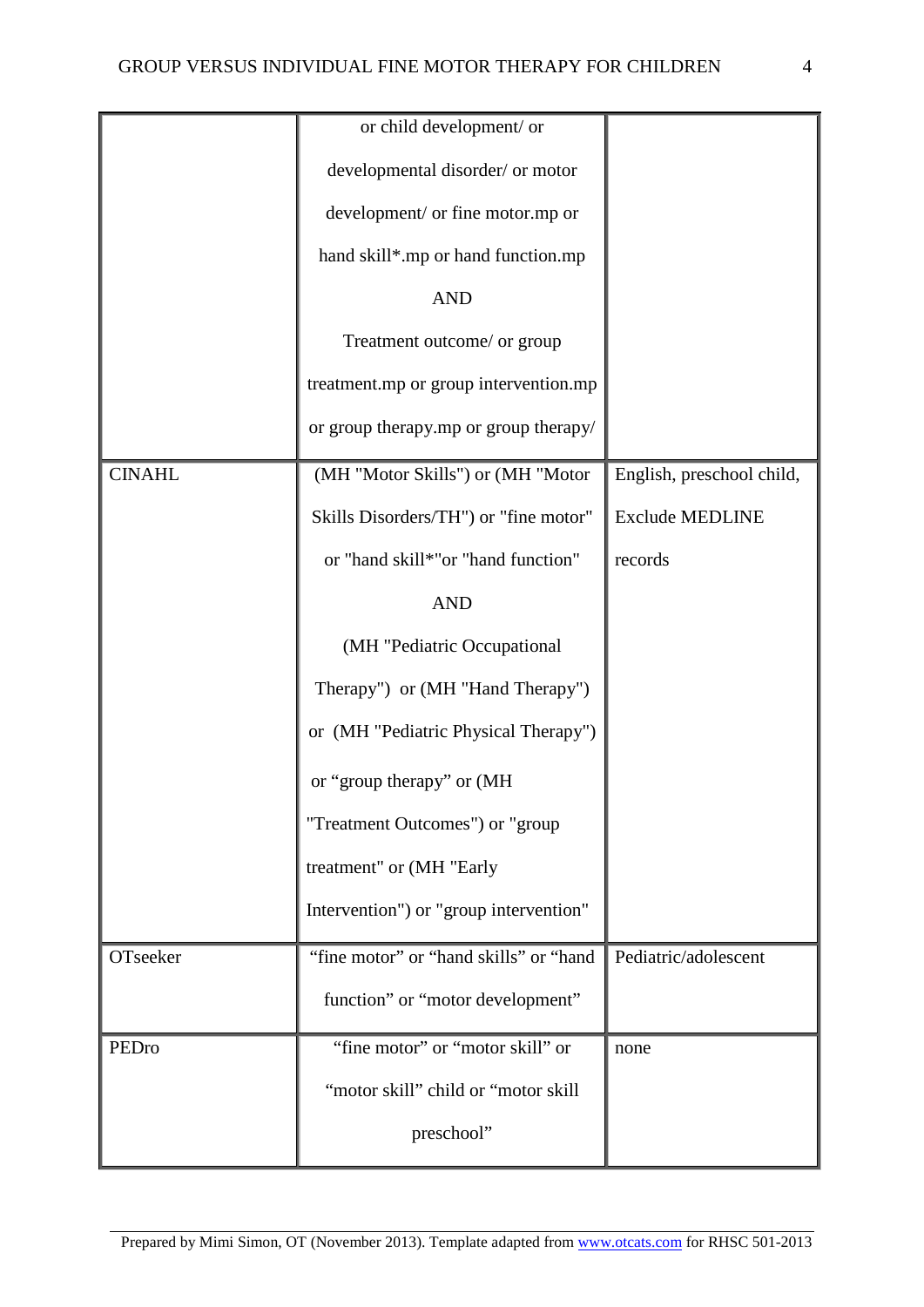| | | |
|---|---|---|
| | or child development/ or developmental disorder/ or motor development/ or fine motor.mp or hand skill*.mp or hand function.mp AND Treatment outcome/ or group treatment.mp or group intervention.mp or group therapy.mp or group therapy/ | |
| CINAHL | (MH "Motor Skills") or (MH "Motor Skills Disorders/TH") or "fine motor" or "hand skill*"or "hand function" AND (MH "Pediatric Occupational Therapy") or (MH "Hand Therapy") or (MH "Pediatric Physical Therapy") or "group therapy" or (MH "Treatment Outcomes") or "group treatment" or (MH "Early Intervention") or "group intervention" | English, preschool child, Exclude MEDLINE records |
| OTseeker | "fine motor" or "hand skills" or "hand function" or "motor development" | Pediatric/adolescent |
| PEDro | "fine motor" or "motor skill" or "motor skill" child or "motor skill preschool" | none |

Prepared by Mimi Simon, OT (November 2013). Template adapted from www.otcats.com for RHSC 501-2013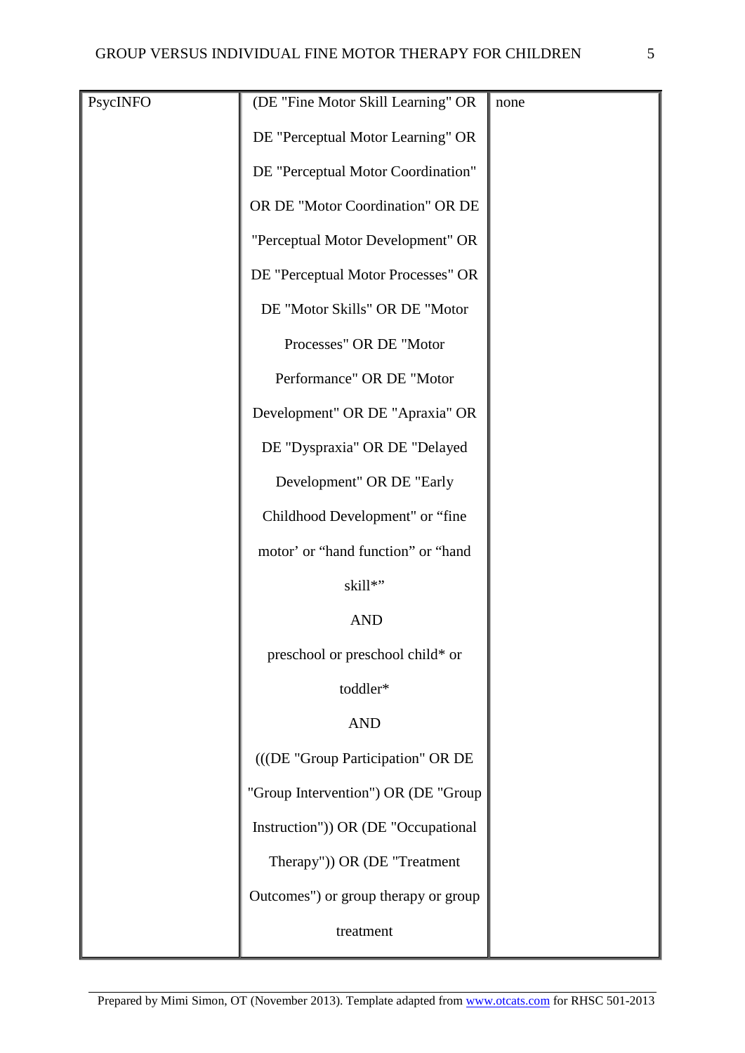| | | |
|---|---|---|
| PsycINFO | (DE "Fine Motor Skill Learning" OR DE "Perceptual Motor Learning" OR DE "Perceptual Motor Coordination" OR DE "Motor Coordination" OR DE "Perceptual Motor Development" OR DE "Perceptual Motor Processes" OR DE "Motor Skills" OR DE "Motor Processes" OR DE "Motor Performance" OR DE "Motor Development" OR DE "Apraxia" OR DE "Dyspraxia" OR DE "Delayed Development" OR DE "Early Childhood Development" or "fine motor' or "hand function" or "hand skill*" AND preschool or preschool child* or toddler* AND (((DE "Group Participation" OR DE "Group Intervention") OR (DE "Group Instruction")) OR (DE "Occupational Therapy")) OR (DE "Treatment Outcomes") or group therapy or group treatment | none |

Prepared by Mimi Simon, OT (November 2013). Template adapted from www.otcats.com for RHSC 501-2013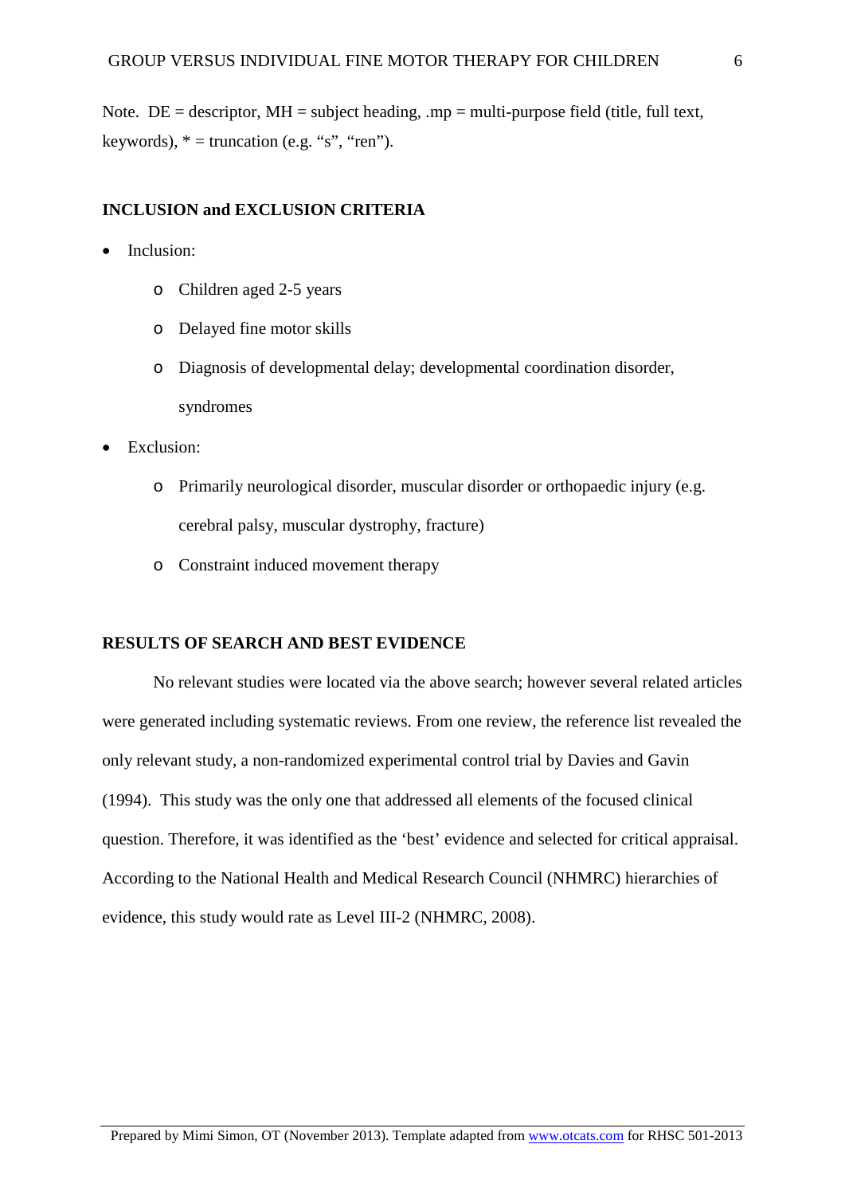Note. DE = descriptor, MH = subject heading, .mp = multi-purpose field (title, full text, keywords), * = truncation (e.g. "s", "ren").

## INCLUSION and EXCLUSION CRITERIA

- Inclusion:
  - Children aged 2-5 years
  - Delayed fine motor skills
  - Diagnosis of developmental delay; developmental coordination disorder, syndromes
- Exclusion:
  - Primarily neurological disorder, muscular disorder or orthopaedic injury (e.g. cerebral palsy, muscular dystrophy, fracture)
  - Constraint induced movement therapy

## RESULTS OF SEARCH AND BEST EVIDENCE

No relevant studies were located via the above search; however several related articles were generated including systematic reviews. From one review, the reference list revealed the only relevant study, a non-randomized experimental control trial by Davies and Gavin (1994). This study was the only one that addressed all elements of the focused clinical question. Therefore, it was identified as the 'best' evidence and selected for critical appraisal. According to the National Health and Medical Research Council (NHMRC) hierarchies of evidence, this study would rate as Level III-2 (NHMRC, 2008).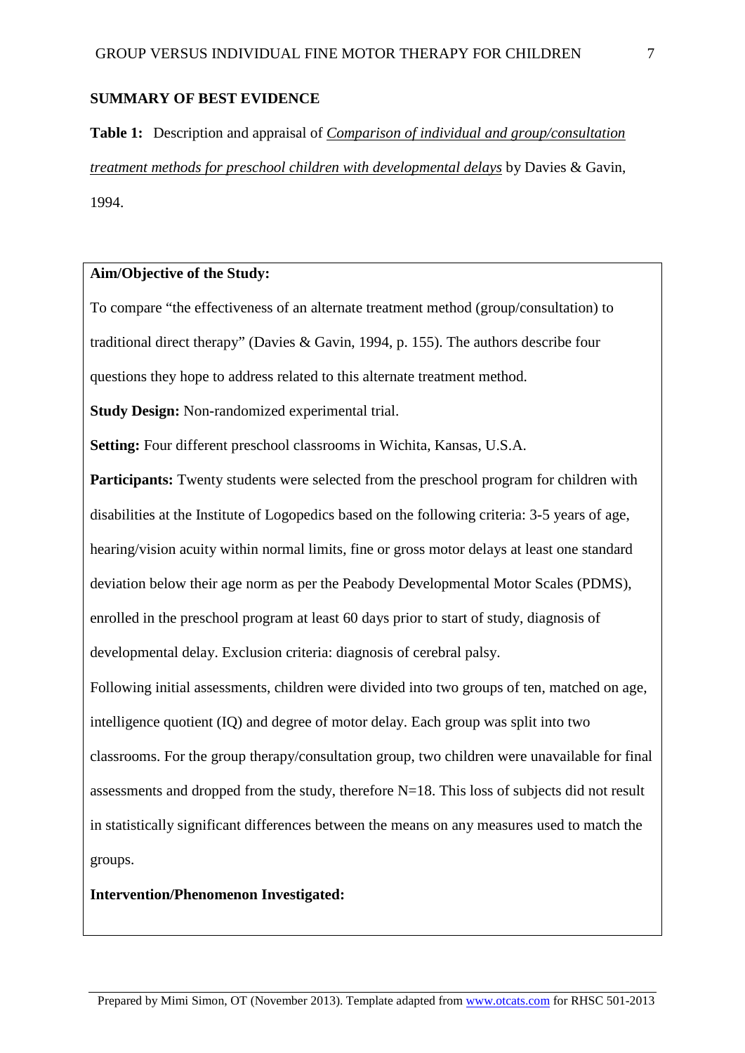## SUMMARY OF BEST EVIDENCE

**Table 1:** Description and appraisal of *Comparison of individual and group/consultation treatment methods for preschool children with developmental delays* by Davies & Gavin, 1994.

**Aim/Objective of the Study:**

To compare "the effectiveness of an alternate treatment method (group/consultation) to traditional direct therapy" (Davies & Gavin, 1994, p. 155). The authors describe four questions they hope to address related to this alternate treatment method.

**Study Design:** Non-randomized experimental trial.

**Setting:** Four different preschool classrooms in Wichita, Kansas, U.S.A.

**Participants:** Twenty students were selected from the preschool program for children with disabilities at the Institute of Logopedics based on the following criteria: 3-5 years of age, hearing/vision acuity within normal limits, fine or gross motor delays at least one standard deviation below their age norm as per the Peabody Developmental Motor Scales (PDMS), enrolled in the preschool program at least 60 days prior to start of study, diagnosis of developmental delay. Exclusion criteria: diagnosis of cerebral palsy.

Following initial assessments, children were divided into two groups of ten, matched on age, intelligence quotient (IQ) and degree of motor delay. Each group was split into two classrooms. For the group therapy/consultation group, two children were unavailable for final assessments and dropped from the study, therefore N=18. This loss of subjects did not result in statistically significant differences between the means on any measures used to match the groups.

**Intervention/Phenomenon Investigated:**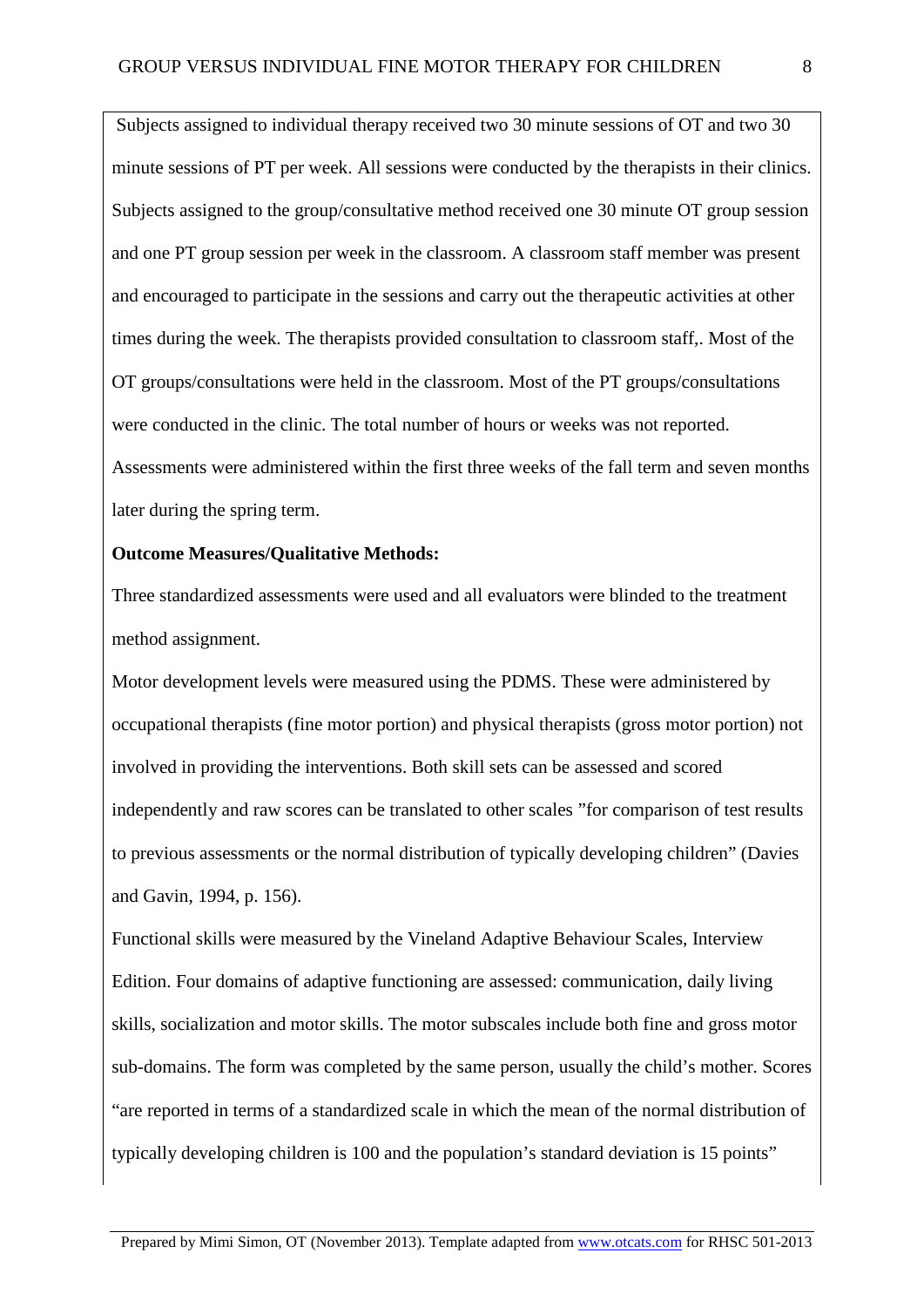Subjects assigned to individual therapy received two 30 minute sessions of OT and two 30 minute sessions of PT per week. All sessions were conducted by the therapists in their clinics. Subjects assigned to the group/consultative method received one 30 minute OT group session and one PT group session per week in the classroom. A classroom staff member was present and encouraged to participate in the sessions and carry out the therapeutic activities at other times during the week. The therapists provided consultation to classroom staff,. Most of the OT groups/consultations were held in the classroom. Most of the PT groups/consultations were conducted in the clinic. The total number of hours or weeks was not reported. Assessments were administered within the first three weeks of the fall term and seven months later during the spring term.

**Outcome Measures/Qualitative Methods:**

Three standardized assessments were used and all evaluators were blinded to the treatment method assignment.

Motor development levels were measured using the PDMS. These were administered by occupational therapists (fine motor portion) and physical therapists (gross motor portion) not involved in providing the interventions. Both skill sets can be assessed and scored independently and raw scores can be translated to other scales "for comparison of test results to previous assessments or the normal distribution of typically developing children" (Davies and Gavin, 1994, p. 156).

Functional skills were measured by the Vineland Adaptive Behaviour Scales, Interview Edition. Four domains of adaptive functioning are assessed: communication, daily living skills, socialization and motor skills. The motor subscales include both fine and gross motor sub-domains. The form was completed by the same person, usually the child's mother. Scores "are reported in terms of a standardized scale in which the mean of the normal distribution of typically developing children is 100 and the population's standard deviation is 15 points"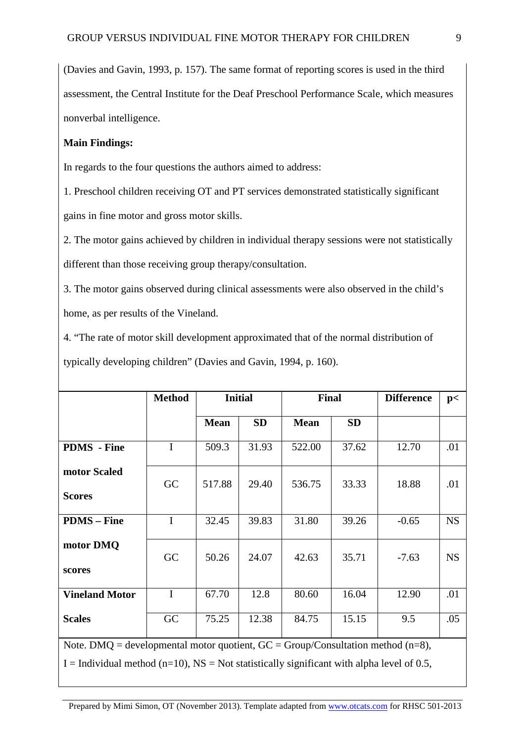(Davies and Gavin, 1993, p. 157). The same format of reporting scores is used in the third assessment, the Central Institute for the Deaf Preschool Performance Scale, which measures nonverbal intelligence.

**Main Findings:**

In regards to the four questions the authors aimed to address:

1. Preschool children receiving OT and PT services demonstrated statistically significant gains in fine motor and gross motor skills.

2. The motor gains achieved by children in individual therapy sessions were not statistically different than those receiving group therapy/consultation.

3. The motor gains observed during clinical assessments were also observed in the child's home, as per results of the Vineland.

4. "The rate of motor skill development approximated that of the normal distribution of typically developing children" (Davies and Gavin, 1994, p. 160).

| | Method | Initial | | Final | | Difference | p< |
|---|---|---|---|---|---|---|---|
| | | Mean | SD | Mean | SD | | |
| **PDMS - Fine motor Scaled Scores** | I | 509.3 | 31.93 | 522.00 | 37.62 | 12.70 | .01 |
| | GC | 517.88 | 29.40 | 536.75 | 33.33 | 18.88 | .01 |
| **PDMS – Fine motor DMQ scores** | I | 32.45 | 39.83 | 31.80 | 39.26 | -0.65 | NS |
| | GC | 50.26 | 24.07 | 42.63 | 35.71 | -7.63 | NS |
| **Vineland Motor Scales** | I | 67.70 | 12.8 | 80.60 | 16.04 | 12.90 | .01 |
| | GC | 75.25 | 12.38 | 84.75 | 15.15 | 9.5 | .05 |

Note. DMQ = developmental motor quotient, GC = Group/Consultation method (n=8), I = Individual method (n=10), NS = Not statistically significant with alpha level of 0.5,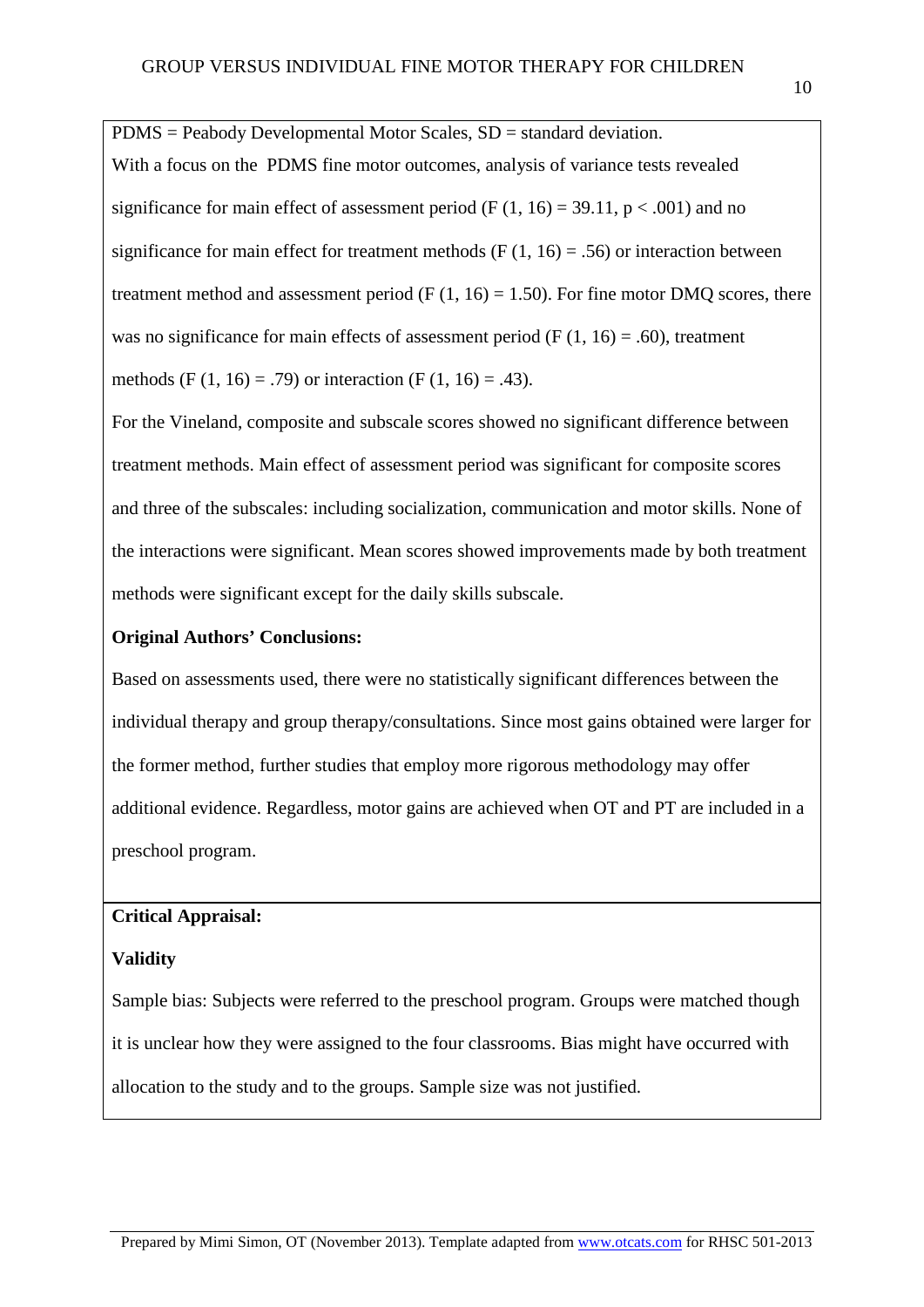PDMS = Peabody Developmental Motor Scales, SD = standard deviation.

With a focus on the PDMS fine motor outcomes, analysis of variance tests revealed significance for main effect of assessment period ($F(1, 16) = 39.11$, $p < .001$) and no significance for main effect for treatment methods ($F(1, 16) = .56$) or interaction between treatment method and assessment period ($F(1, 16) = 1.50$). For fine motor DMQ scores, there was no significance for main effects of assessment period ($F(1, 16) = .60$), treatment methods ($F(1, 16) = .79$) or interaction ($F(1, 16) = .43$).

For the Vineland, composite and subscale scores showed no significant difference between treatment methods. Main effect of assessment period was significant for composite scores and three of the subscales: including socialization, communication and motor skills. None of the interactions were significant. Mean scores showed improvements made by both treatment methods were significant except for the daily skills subscale.

**Original Authors' Conclusions:**

Based on assessments used, there were no statistically significant differences between the individual therapy and group therapy/consultations. Since most gains obtained were larger for the former method, further studies that employ more rigorous methodology may offer additional evidence. Regardless, motor gains are achieved when OT and PT are included in a preschool program.

**Critical Appraisal:**

**Validity**

Sample bias: Subjects were referred to the preschool program. Groups were matched though it is unclear how they were assigned to the four classrooms. Bias might have occurred with allocation to the study and to the groups. Sample size was not justified.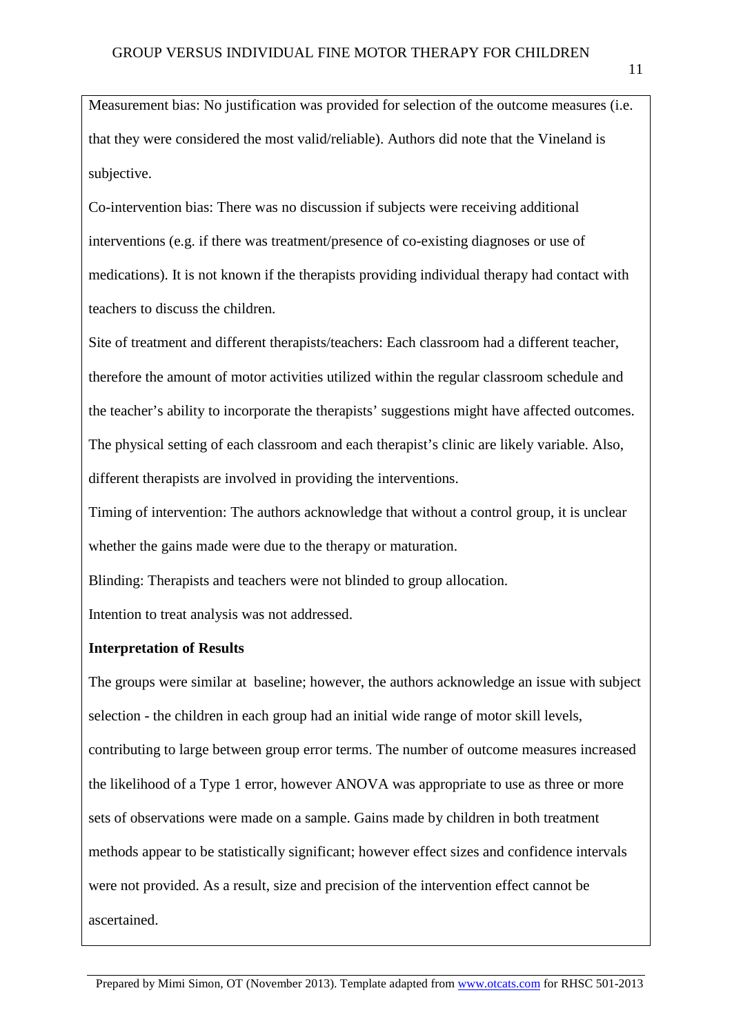Measurement bias: No justification was provided for selection of the outcome measures (i.e. that they were considered the most valid/reliable). Authors did note that the Vineland is subjective.

Co-intervention bias: There was no discussion if subjects were receiving additional interventions (e.g. if there was treatment/presence of co-existing diagnoses or use of medications). It is not known if the therapists providing individual therapy had contact with teachers to discuss the children.

Site of treatment and different therapists/teachers: Each classroom had a different teacher, therefore the amount of motor activities utilized within the regular classroom schedule and the teacher's ability to incorporate the therapists' suggestions might have affected outcomes. The physical setting of each classroom and each therapist's clinic are likely variable. Also, different therapists are involved in providing the interventions.

Timing of intervention: The authors acknowledge that without a control group, it is unclear whether the gains made were due to the therapy or maturation.

Blinding: Therapists and teachers were not blinded to group allocation.

Intention to treat analysis was not addressed.

**Interpretation of Results**

The groups were similar at baseline; however, the authors acknowledge an issue with subject selection - the children in each group had an initial wide range of motor skill levels, contributing to large between group error terms. The number of outcome measures increased the likelihood of a Type 1 error, however ANOVA was appropriate to use as three or more sets of observations were made on a sample. Gains made by children in both treatment methods appear to be statistically significant; however effect sizes and confidence intervals were not provided. As a result, size and precision of the intervention effect cannot be ascertained.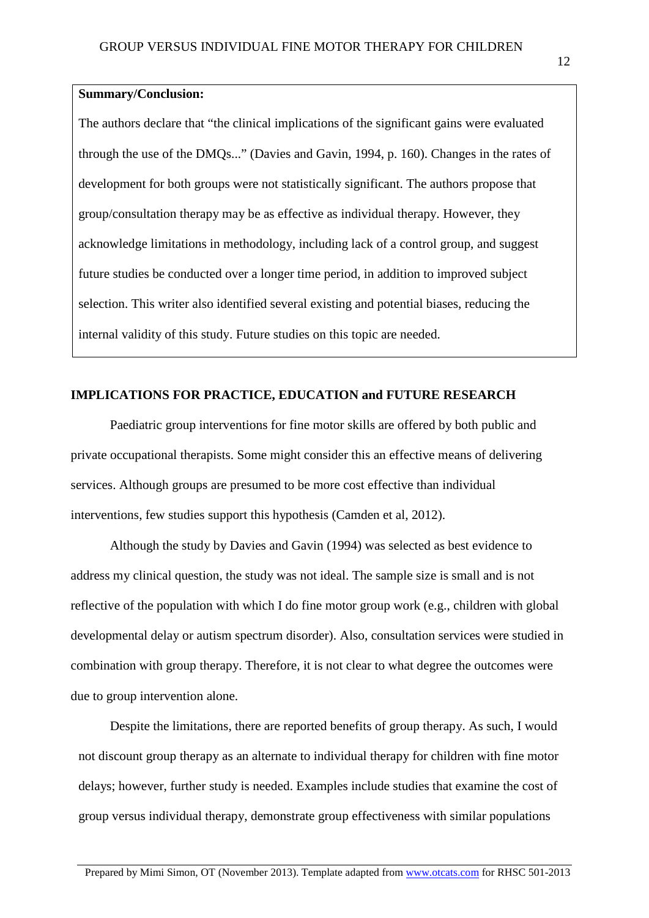**Summary/Conclusion:**

The authors declare that “the clinical implications of the significant gains were evaluated through the use of the DMQs...” (Davies and Gavin, 1994, p. 160). Changes in the rates of development for both groups were not statistically significant. The authors propose that group/consultation therapy may be as effective as individual therapy. However, they acknowledge limitations in methodology, including lack of a control group, and suggest future studies be conducted over a longer time period, in addition to improved subject selection. This writer also identified several existing and potential biases, reducing the internal validity of this study. Future studies on this topic are needed.

**IMPLICATIONS FOR PRACTICE, EDUCATION and FUTURE RESEARCH**

Paediatric group interventions for fine motor skills are offered by both public and private occupational therapists. Some might consider this an effective means of delivering services. Although groups are presumed to be more cost effective than individual interventions, few studies support this hypothesis (Camden et al, 2012).

Although the study by Davies and Gavin (1994) was selected as best evidence to address my clinical question, the study was not ideal. The sample size is small and is not reflective of the population with which I do fine motor group work (e.g., children with global developmental delay or autism spectrum disorder). Also, consultation services were studied in combination with group therapy. Therefore, it is not clear to what degree the outcomes were due to group intervention alone.

Despite the limitations, there are reported benefits of group therapy. As such, I would not discount group therapy as an alternate to individual therapy for children with fine motor delays; however, further study is needed. Examples include studies that examine the cost of group versus individual therapy, demonstrate group effectiveness with similar populations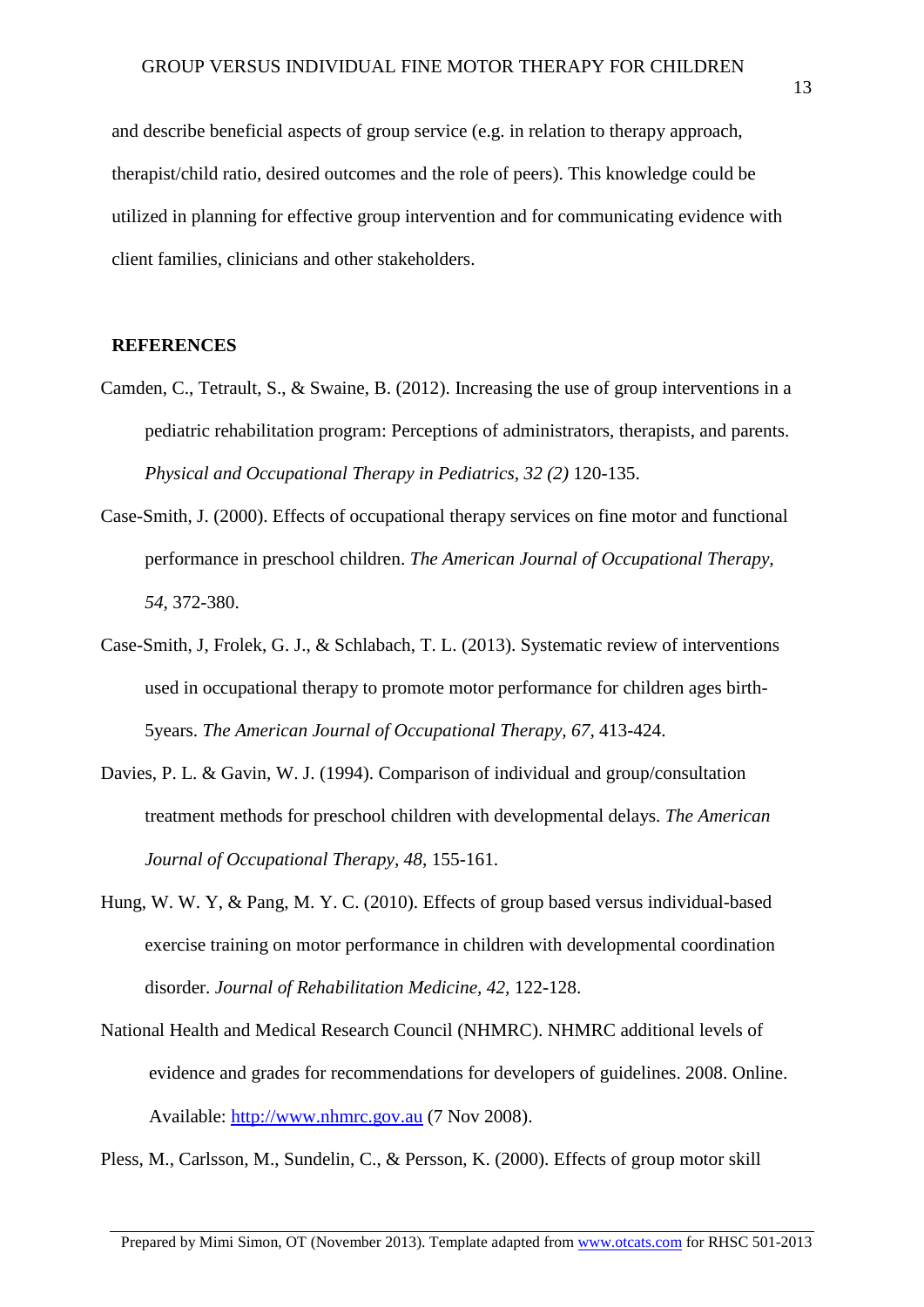and describe beneficial aspects of group service (e.g. in relation to therapy approach, therapist/child ratio, desired outcomes and the role of peers). This knowledge could be utilized in planning for effective group intervention and for communicating evidence with client families, clinicians and other stakeholders.

## REFERENCES

Camden, C., Tetrault, S., & Swaine, B. (2012). Increasing the use of group interventions in a pediatric rehabilitation program: Perceptions of administrators, therapists, and parents. *Physical and Occupational Therapy in Pediatrics, 32 (2)* 120-135.

Case-Smith, J. (2000). Effects of occupational therapy services on fine motor and functional performance in preschool children. *The American Journal of Occupational Therapy, 54,* 372-380.

Case-Smith, J, Frolek, G. J., & Schlabach, T. L. (2013). Systematic review of interventions used in occupational therapy to promote motor performance for children ages birth-5years. *The American Journal of Occupational Therapy, 67,* 413-424.

Davies, P. L. & Gavin, W. J. (1994). Comparison of individual and group/consultation treatment methods for preschool children with developmental delays. *The American Journal of Occupational Therapy, 48*, 155-161.

Hung, W. W. Y, & Pang, M. Y. C. (2010). Effects of group based versus individual-based exercise training on motor performance in children with developmental coordination disorder. *Journal of Rehabilitation Medicine, 42,* 122-128.

National Health and Medical Research Council (NHMRC). NHMRC additional levels of evidence and grades for recommendations for developers of guidelines. 2008. Online. Available: http://www.nhmrc.gov.au (7 Nov 2008).

Pless, M., Carlsson, M., Sundelin, C., & Persson, K. (2000). Effects of group motor skill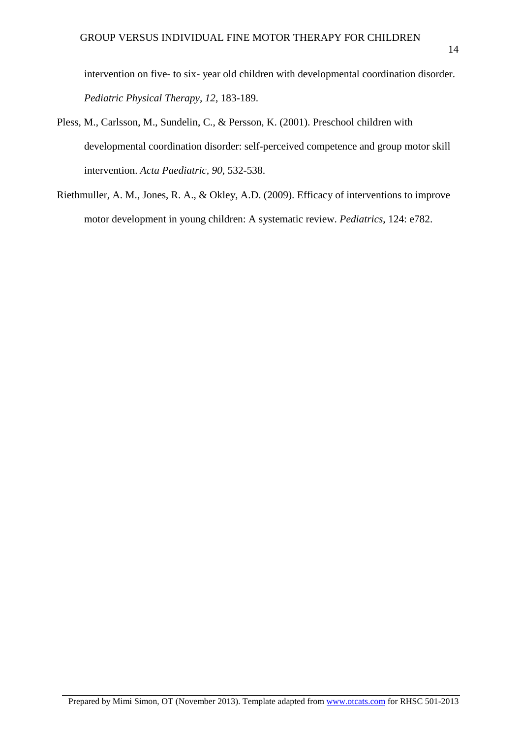intervention on five- to six- year old children with developmental coordination disorder. *Pediatric Physical Therapy*, *12*, 183-189.

Pless, M., Carlsson, M., Sundelin, C., & Persson, K. (2001). Preschool children with developmental coordination disorder: self-perceived competence and group motor skill intervention. *Acta Paediatric*, *90*, 532-538.

Riethmuller, A. M., Jones, R. A., & Okley, A.D. (2009). Efficacy of interventions to improve motor development in young children: A systematic review. *Pediatrics*, 124: e782.

Prepared by Mimi Simon, OT (November 2013). Template adapted from www.otcats.com for RHSC 501-2013